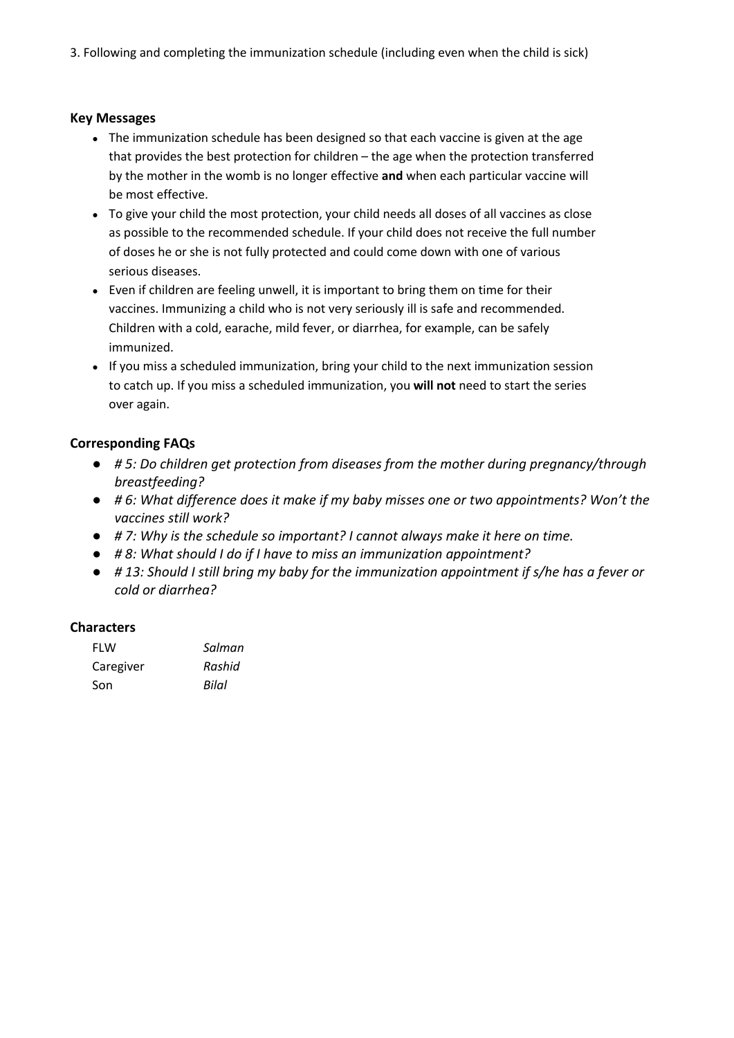3. Following and completing the immunization schedule (including even when the child is sick)

### Key Messages

- The immunization schedule has been designed so that each vaccine is given at the age that provides the best protection for children – the age when the protection transferred by the mother in the womb is no longer effective **and** when each particular vaccine will be most effective.
- To give your child the most protection, your child needs all doses of all vaccines as close as possible to the recommended schedule. If your child does not receive the full number of doses he or she is not fully protected and could come down with one of various serious diseases.
- Even if children are feeling unwell, it is important to bring them on time for their vaccines. Immunizing a child who is not very seriously ill is safe and recommended. Children with a cold, earache, mild fever, or diarrhea, for example, can be safely immunized.
- If you miss a scheduled immunization, bring your child to the next immunization session to catch up. If you miss a scheduled immunization, you **will not** need to start the series over again.

### Corresponding FAQs

- *# 5: Do children get protection from diseases from the mother during pregnancy/through breastfeeding?*
- *# 6: What difference does it make if my baby misses one or two appointments? Won't the vaccines still work?*
- *# 7: Why is the schedule so important? I cannot always make it here on time.*
- *# 8: What should I do if I have to miss an immunization appointment?*
- *# 13: Should I still bring my baby for the immunization appointment if s/he has a fever or cold or diarrhea?*

### Characters

| | |
|---|---|
| FLW | *Salman* |
| Caregiver | *Rashid* |
| Son | *Bilal* |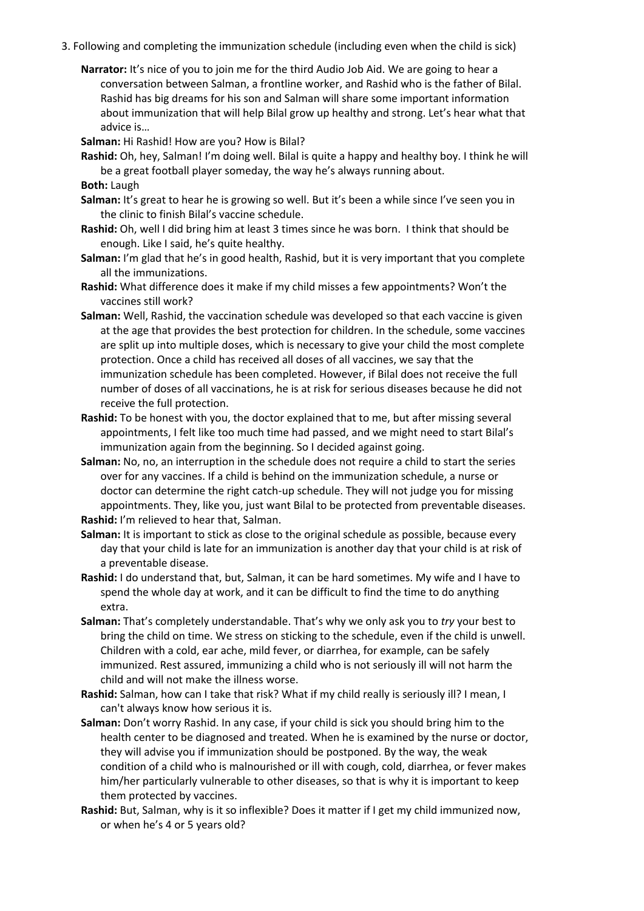3. Following and completing the immunization schedule (including even when the child is sick)

**Narrator:** It's nice of you to join me for the third Audio Job Aid. We are going to hear a conversation between Salman, a frontline worker, and Rashid who is the father of Bilal. Rashid has big dreams for his son and Salman will share some important information about immunization that will help Bilal grow up healthy and strong. Let's hear what that advice is…

**Salman:** Hi Rashid! How are you? How is Bilal?

**Rashid:** Oh, hey, Salman! I'm doing well. Bilal is quite a happy and healthy boy. I think he will be a great football player someday, the way he's always running about.

**Both:** Laugh

**Salman:** It's great to hear he is growing so well. But it's been a while since I've seen you in the clinic to finish Bilal's vaccine schedule.

**Rashid:** Oh, well I did bring him at least 3 times since he was born. I think that should be enough. Like I said, he's quite healthy.

**Salman:** I'm glad that he's in good health, Rashid, but it is very important that you complete all the immunizations.

**Rashid:** What difference does it make if my child misses a few appointments? Won't the vaccines still work?

**Salman:** Well, Rashid, the vaccination schedule was developed so that each vaccine is given at the age that provides the best protection for children. In the schedule, some vaccines are split up into multiple doses, which is necessary to give your child the most complete protection. Once a child has received all doses of all vaccines, we say that the immunization schedule has been completed. However, if Bilal does not receive the full number of doses of all vaccinations, he is at risk for serious diseases because he did not receive the full protection.

**Rashid:** To be honest with you, the doctor explained that to me, but after missing several appointments, I felt like too much time had passed, and we might need to start Bilal's immunization again from the beginning. So I decided against going.

**Salman:** No, no, an interruption in the schedule does not require a child to start the series over for any vaccines. If a child is behind on the immunization schedule, a nurse or doctor can determine the right catch-up schedule. They will not judge you for missing appointments. They, like you, just want Bilal to be protected from preventable diseases.

**Rashid:** I'm relieved to hear that, Salman.

**Salman:** It is important to stick as close to the original schedule as possible, because every day that your child is late for an immunization is another day that your child is at risk of a preventable disease.

**Rashid:** I do understand that, but, Salman, it can be hard sometimes. My wife and I have to spend the whole day at work, and it can be difficult to find the time to do anything extra.

**Salman:** That's completely understandable. That's why we only ask you to *try* your best to bring the child on time. We stress on sticking to the schedule, even if the child is unwell. Children with a cold, ear ache, mild fever, or diarrhea, for example, can be safely immunized. Rest assured, immunizing a child who is not seriously ill will not harm the child and will not make the illness worse.

**Rashid:** Salman, how can I take that risk? What if my child really is seriously ill? I mean, I can't always know how serious it is.

**Salman:** Don't worry Rashid. In any case, if your child is sick you should bring him to the health center to be diagnosed and treated. When he is examined by the nurse or doctor, they will advise you if immunization should be postponed. By the way, the weak condition of a child who is malnourished or ill with cough, cold, diarrhea, or fever makes him/her particularly vulnerable to other diseases, so that is why it is important to keep them protected by vaccines.

**Rashid:** But, Salman, why is it so inflexible? Does it matter if I get my child immunized now, or when he's 4 or 5 years old?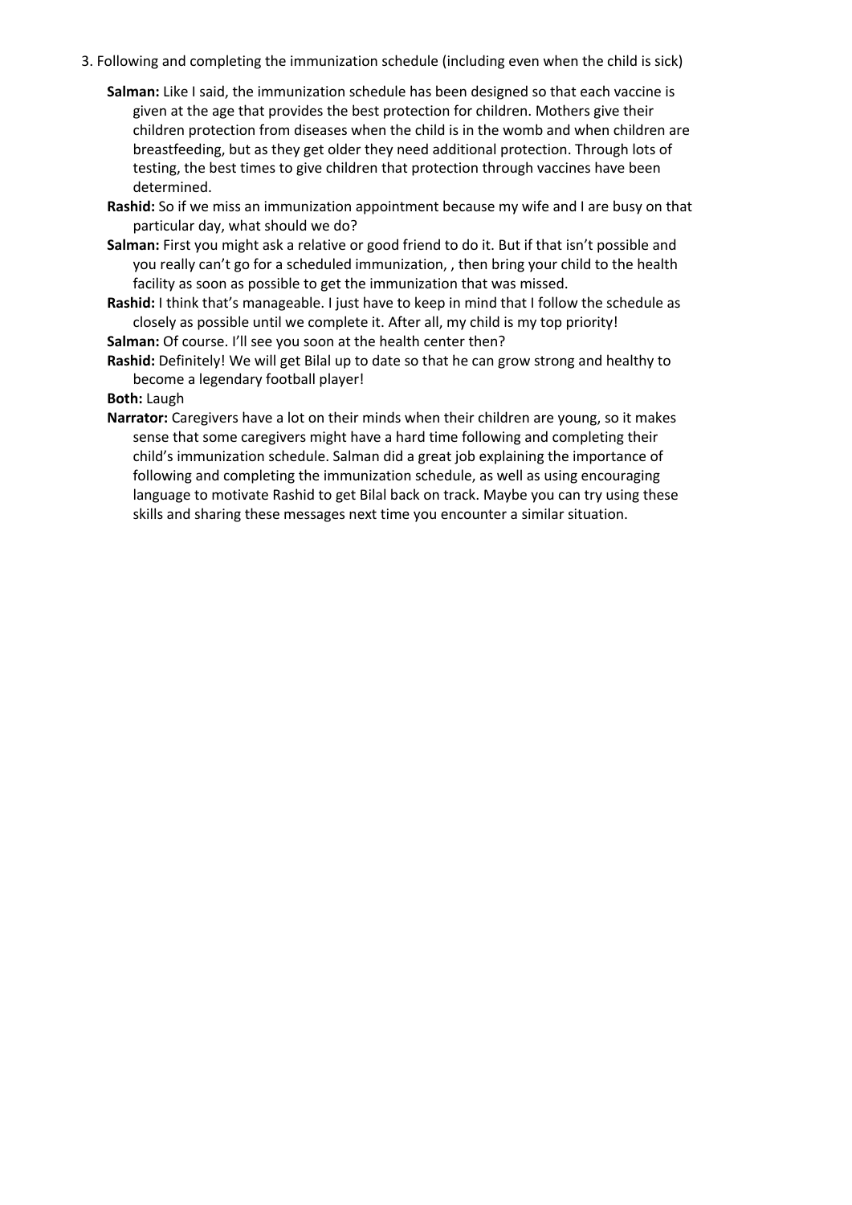3. Following and completing the immunization schedule (including even when the child is sick)

**Salman:** Like I said, the immunization schedule has been designed so that each vaccine is given at the age that provides the best protection for children. Mothers give their children protection from diseases when the child is in the womb and when children are breastfeeding, but as they get older they need additional protection. Through lots of testing, the best times to give children that protection through vaccines have been determined.

**Rashid:** So if we miss an immunization appointment because my wife and I are busy on that particular day, what should we do?

**Salman:** First you might ask a relative or good friend to do it. But if that isn't possible and you really can't go for a scheduled immunization, , then bring your child to the health facility as soon as possible to get the immunization that was missed.

**Rashid:** I think that's manageable. I just have to keep in mind that I follow the schedule as closely as possible until we complete it. After all, my child is my top priority!

**Salman:** Of course. I'll see you soon at the health center then?

**Rashid:** Definitely! We will get Bilal up to date so that he can grow strong and healthy to become a legendary football player!

**Both:** Laugh

**Narrator:** Caregivers have a lot on their minds when their children are young, so it makes sense that some caregivers might have a hard time following and completing their child's immunization schedule. Salman did a great job explaining the importance of following and completing the immunization schedule, as well as using encouraging language to motivate Rashid to get Bilal back on track. Maybe you can try using these skills and sharing these messages next time you encounter a similar situation.